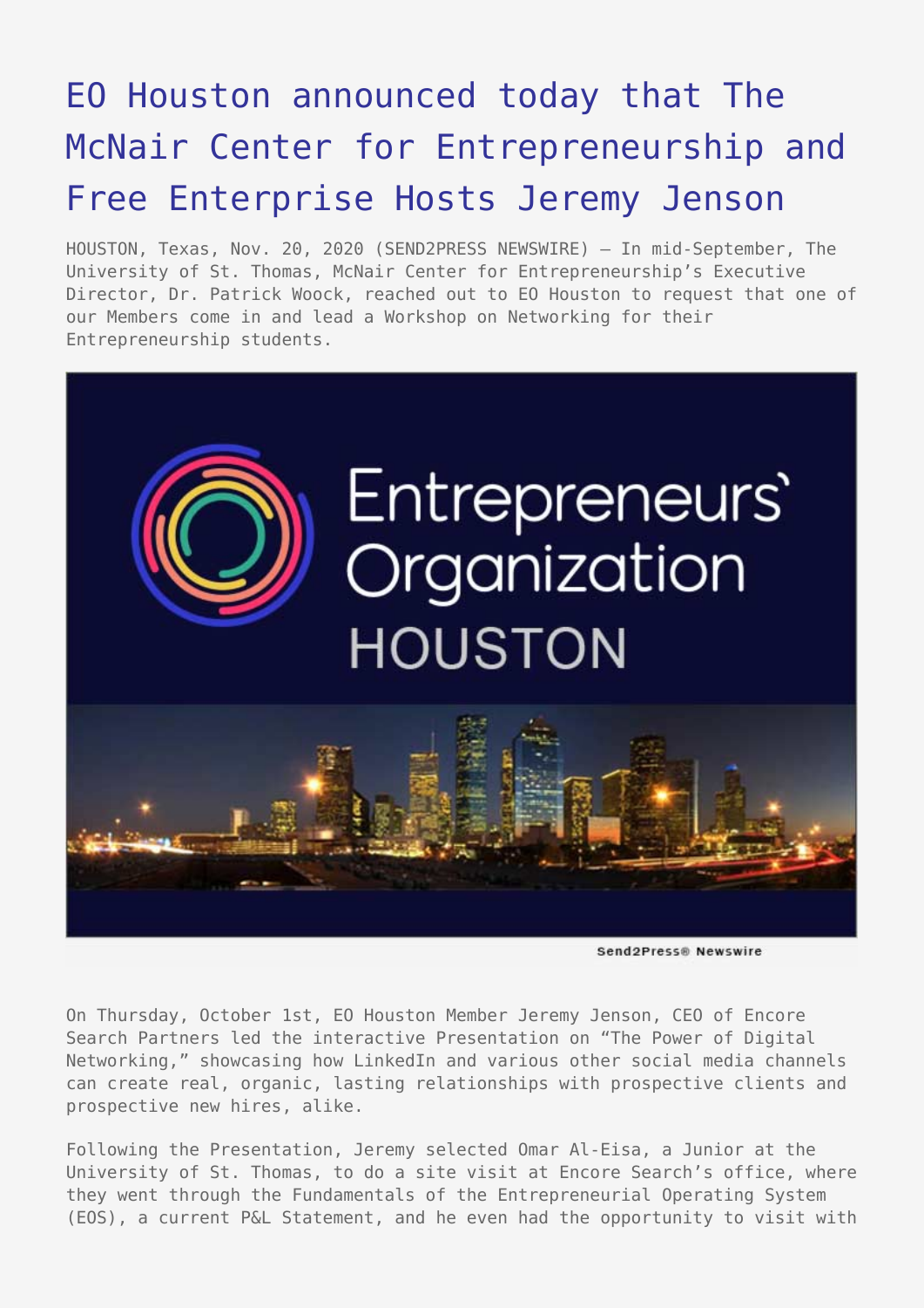# EO Houston announced today that The McNair Center for Entrepreneurship and Free Enterprise Hosts Jeremy Jenson

HOUSTON, Texas, Nov. 20, 2020 (SEND2PRESS NEWSWIRE) — In mid-September, The University of St. Thomas, McNair Center for Entrepreneurship's Executive Director, Dr. Patrick Woock, reached out to EO Houston to request that one of our Members come in and lead a Workshop on Networking for their Entrepreneurship students.

On Thursday, October 1st, EO Houston Member Jeremy Jenson, CEO of Encore Search Partners led the interactive Presentation on "The Power of Digital Networking," showcasing how LinkedIn and various other social media channels can create real, organic, lasting relationships with prospective clients and prospective new hires, alike.

Following the Presentation, Jeremy selected Omar Al-Eisa, a Junior at the University of St. Thomas, to do a site visit at Encore Search's office, where they went through the Fundamentals of the Entrepreneurial Operating System (EOS), a current P&L Statement, and he even had the opportunity to visit with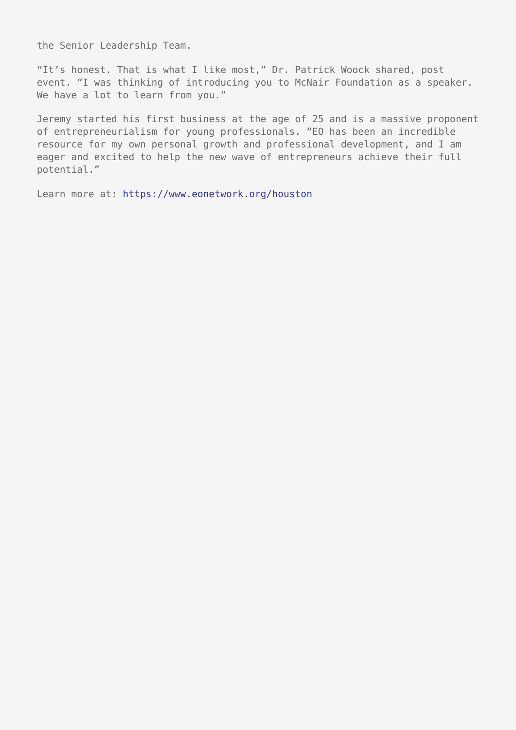the Senior Leadership Team.

“It’s honest. That is what I like most,” Dr. Patrick Woock shared, post event. “I was thinking of introducing you to McNair Foundation as a speaker. We have a lot to learn from you.”

Jeremy started his first business at the age of 25 and is a massive proponent of entrepreneurialism for young professionals. “EO has been an incredible resource for my own personal growth and professional development, and I am eager and excited to help the new wave of entrepreneurs achieve their full potential.”

Learn more at: https://www.eonetwork.org/houston